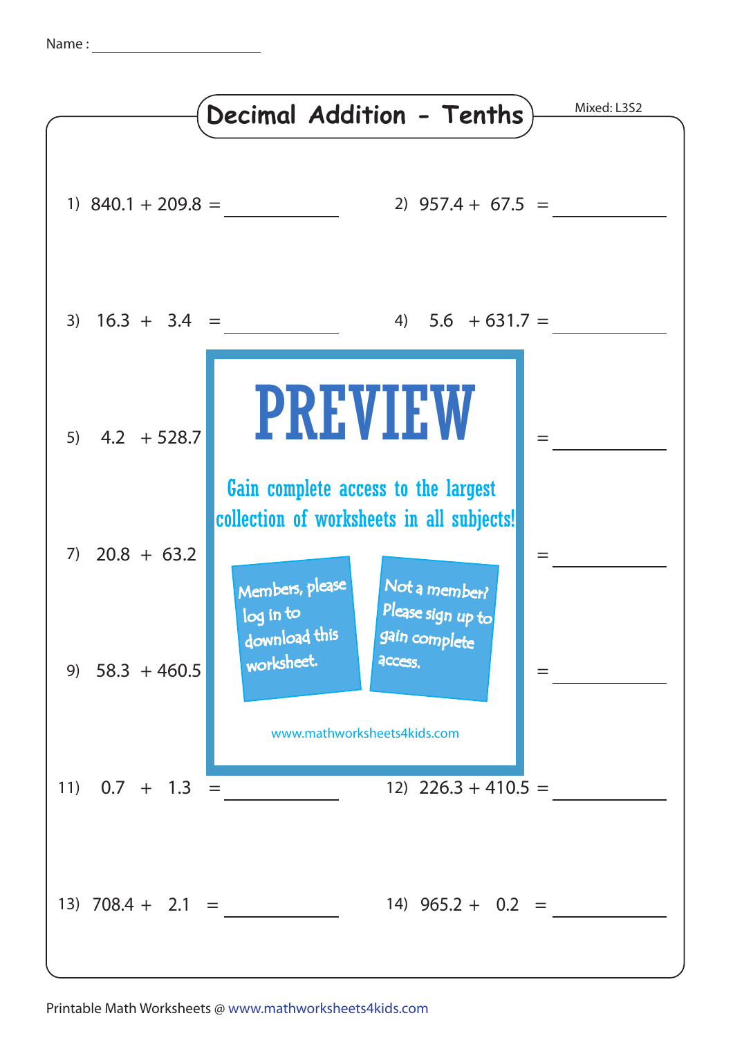Name : ____________________

# Decimal Addition - Tenths

Mixed: L3S2

1) $840.1 + 209.8 =$ __________

2) $957.4 + 67.5 =$ __________

3) $16.3 + 3.4 =$ __________

4) $5.6 + 631.7 =$ __________

5) $4.2 + 528.7$

6) $=$ __________

7) $20.8 + 63.2$

8) $=$ __________

9) $58.3 + 460.5$

10) $=$ __________

**PREVIEW**

Gain complete access to the largest collection of worksheets in all subjects!

Members, please log in to download this worksheet.

Not a member? Please sign up to gain complete access.

www.mathworksheets4kids.com

11) $0.7 + 1.3 =$ __________

12) $226.3 + 410.5 =$ __________

13) $708.4 + 2.1 =$ __________

14) $965.2 + 0.2 =$ __________

Printable Math Worksheets @ www.mathworksheets4kids.com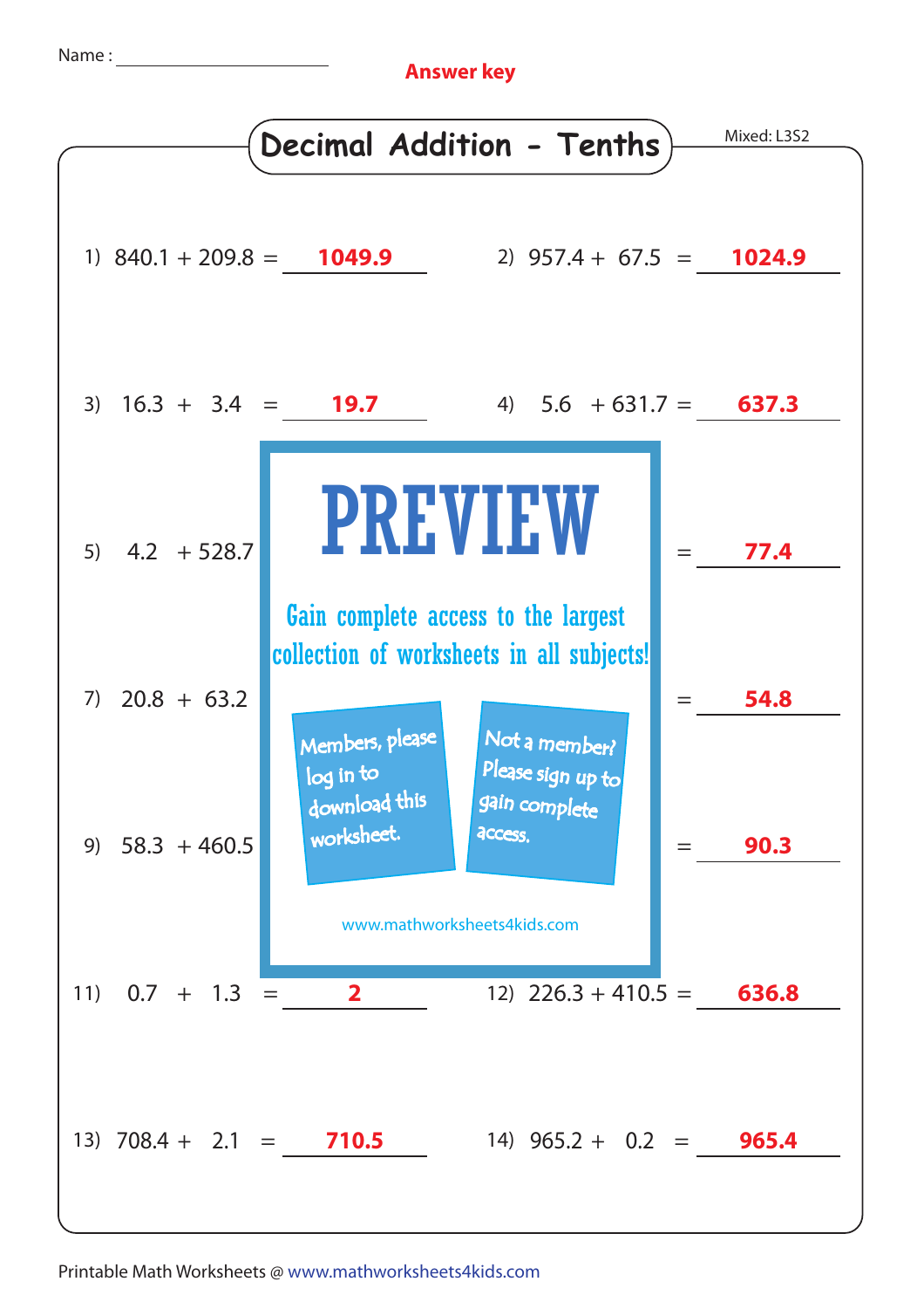Name : ______________________

**Answer key**

# Decimal Addition - Tenths

Mixed: L3S2

1) 840.1 + 209.8 = **1049.9**

2) 957.4 + 67.5 = **1024.9**

3) 16.3 + 3.4 = **19.7**

4) 5.6 + 631.7 = **637.3**

5) 4.2 + 528.7

6) = **77.4**

7) 20.8 + 63.2

8) = **54.8**

9) 58.3 + 460.5

10) = **90.3**

PREVIEW

Gain complete access to the largest collection of worksheets in all subjects!

Members, please log in to download this worksheet.

Not a member? Please sign up to gain complete access.

www.mathworksheets4kids.com

11) 0.7 + 1.3 = **2**

12) 226.3 + 410.5 = **636.8**

13) 708.4 + 2.1 = **710.5**

14) 965.2 + 0.2 = **965.4**

Printable Math Worksheets @ www.mathworksheets4kids.com